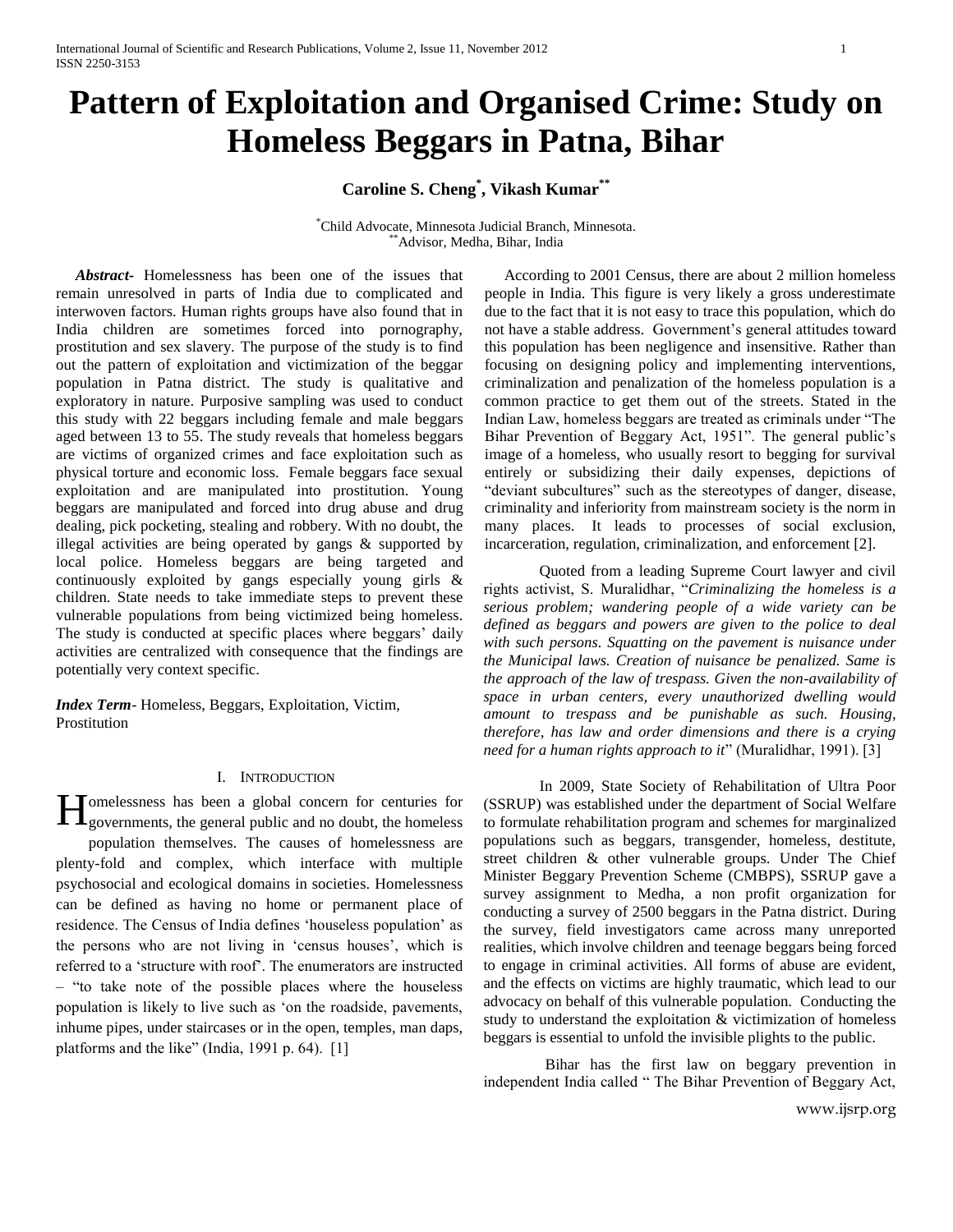# Pattern of Exploitation and Organised Crime: Study on Homeless Beggars in Patna, Bihar

**Caroline S. Cheng[*], Vikash Kumar[**]**

[*]Child Advocate, Minnesota Judicial Branch, Minnesota.
[**]Advisor, Medha, Bihar, India

***Abstract-*** Homelessness has been one of the issues that remain unresolved in parts of India due to complicated and interwoven factors. Human rights groups have also found that in India children are sometimes forced into pornography, prostitution and sex slavery. The purpose of the study is to find out the pattern of exploitation and victimization of the beggar population in Patna district. The study is qualitative and exploratory in nature. Purposive sampling was used to conduct this study with 22 beggars including female and male beggars aged between 13 to 55. The study reveals that homeless beggars are victims of organized crimes and face exploitation such as physical torture and economic loss. Female beggars face sexual exploitation and are manipulated into prostitution. Young beggars are manipulated and forced into drug abuse and drug dealing, pick pocketing, stealing and robbery. With no doubt, the illegal activities are being operated by gangs & supported by local police. Homeless beggars are being targeted and continuously exploited by gangs especially young girls & children. State needs to take immediate steps to prevent these vulnerable populations from being victimized being homeless. The study is conducted at specific places where beggars' daily activities are centralized with consequence that the findings are potentially very context specific.

***Index Term*** - Homeless, Beggars, Exploitation, Victim, Prostitution

## I. Introduction

Homelessness has been a global concern for centuries for governments, the general public and no doubt, the homeless population themselves. The causes of homelessness are plenty-fold and complex, which interface with multiple psychosocial and ecological domains in societies. Homelessness can be defined as having no home or permanent place of residence. The Census of India defines 'houseless population' as the persons who are not living in 'census houses', which is referred to a 'structure with roof'. The enumerators are instructed – "to take note of the possible places where the houseless population is likely to live such as 'on the roadside, pavements, inhume pipes, under staircases or in the open, temples, man daps, platforms and the like" (India, 1991 p. 64). [1]

According to 2001 Census, there are about 2 million homeless people in India. This figure is very likely a gross underestimate due to the fact that it is not easy to trace this population, which do not have a stable address. Government's general attitudes toward this population has been negligence and insensitive. Rather than focusing on designing policy and implementing interventions, criminalization and penalization of the homeless population is a common practice to get them out of the streets. Stated in the Indian Law, homeless beggars are treated as criminals under "The Bihar Prevention of Beggary Act, 1951". The general public's image of a homeless, who usually resort to begging for survival entirely or subsidizing their daily expenses, depictions of "deviant subcultures" such as the stereotypes of danger, disease, criminality and inferiority from mainstream society is the norm in many places. It leads to processes of social exclusion, incarceration, regulation, criminalization, and enforcement [2].

Quoted from a leading Supreme Court lawyer and civil rights activist, S. Muralidhar, "*Criminalizing the homeless is a serious problem; wandering people of a wide variety can be defined as beggars and powers are given to the police to deal with such persons. Squatting on the pavement is nuisance under the Municipal laws. Creation of nuisance be penalized. Same is the approach of the law of trespass. Given the non-availability of space in urban centers, every unauthorized dwelling would amount to trespass and be punishable as such. Housing, therefore, has law and order dimensions and there is a crying need for a human rights approach to it*" (Muralidhar, 1991). [3]

In 2009, State Society of Rehabilitation of Ultra Poor (SSRUP) was established under the department of Social Welfare to formulate rehabilitation program and schemes for marginalized populations such as beggars, transgender, homeless, destitute, street children & other vulnerable groups. Under The Chief Minister Beggary Prevention Scheme (CMBPS), SSRUP gave a survey assignment to Medha, a non profit organization for conducting a survey of 2500 beggars in the Patna district. During the survey, field investigators came across many unreported realities, which involve children and teenage beggars being forced to engage in criminal activities. All forms of abuse are evident, and the effects on victims are highly traumatic, which lead to our advocacy on behalf of this vulnerable population. Conducting the study to understand the exploitation & victimization of homeless beggars is essential to unfold the invisible plights to the public.

Bihar has the first law on beggary prevention in independent India called " The Bihar Prevention of Beggary Act,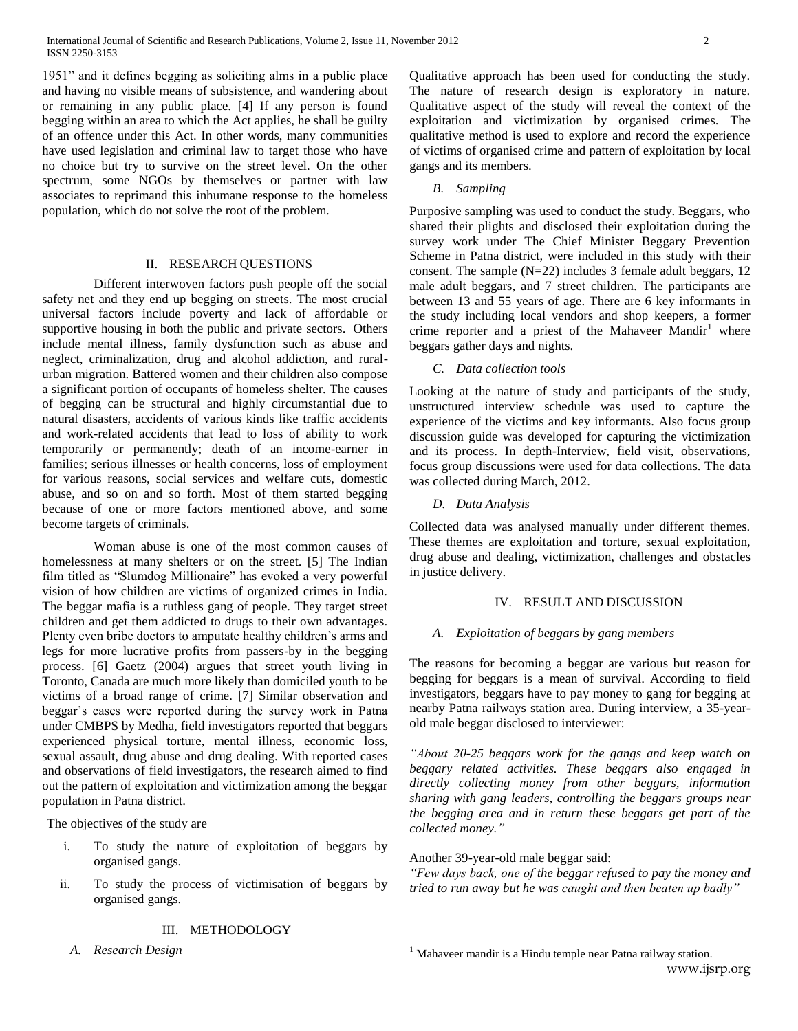1951" and it defines begging as soliciting alms in a public place and having no visible means of subsistence, and wandering about or remaining in any public place. [4] If any person is found begging within an area to which the Act applies, he shall be guilty of an offence under this Act. In other words, many communities have used legislation and criminal law to target those who have no choice but try to survive on the street level. On the other spectrum, some NGOs by themselves or partner with law associates to reprimand this inhumane response to the homeless population, which do not solve the root of the problem.

## II. Research Questions

Different interwoven factors push people off the social safety net and they end up begging on streets. The most crucial universal factors include poverty and lack of affordable or supportive housing in both the public and private sectors. Others include mental illness, family dysfunction such as abuse and neglect, criminalization, drug and alcohol addiction, and rural-urban migration. Battered women and their children also compose a significant portion of occupants of homeless shelter. The causes of begging can be structural and highly circumstantial due to natural disasters, accidents of various kinds like traffic accidents and work-related accidents that lead to loss of ability to work temporarily or permanently; death of an income-earner in families; serious illnesses or health concerns, loss of employment for various reasons, social services and welfare cuts, domestic abuse, and so on and so forth. Most of them started begging because of one or more factors mentioned above, and some become targets of criminals.

Woman abuse is one of the most common causes of homelessness in many shelters or on the street. [5] The Indian film titled as "Slumdog Millionaire" has evoked a very powerful vision of how children are victims of organized crimes in India. The beggar mafia is a ruthless gang of people. They target street children and get them addicted to drugs to their own advantages. Plenty even bribe doctors to amputate healthy children's arms and legs for more lucrative profits from passers-by in the begging process. [6] Gaetz (2004) argues that street youth living in Toronto, Canada are much more likely than domiciled youth to be victims of a broad range of crime. [7] Similar observation and beggar's cases were reported during the survey work in Patna under CMBPS by Medha, field investigators reported that beggars experienced physical torture, mental illness, economic loss, sexual assault, drug abuse and drug dealing. With reported cases and observations of field investigators, the research aimed to find out the pattern of exploitation and victimization among the beggar population in Patna district.

The objectives of the study are

i. To study the nature of exploitation of beggars by organised gangs.

ii. To study the process of victimisation of beggars by organised gangs.

## III. Methodology

### A. Research Design

Qualitative approach has been used for conducting the study. The nature of research design is exploratory in nature. Qualitative aspect of the study will reveal the context of the exploitation and victimization by organised crimes. The qualitative method is used to explore and record the experience of victims of organised crime and pattern of exploitation by local gangs and its members.

### B. Sampling

Purposive sampling was used to conduct the study. Beggars, who shared their plights and disclosed their exploitation during the survey work under The Chief Minister Beggary Prevention Scheme in Patna district, were included in this study with their consent. The sample (N=22) includes 3 female adult beggars, 12 male adult beggars, and 7 street children. The participants are between 13 and 55 years of age. There are 6 key informants in the study including local vendors and shop keepers, a former crime reporter and a priest of the Mahaveer Mandir[1] where beggars gather days and nights.

### C. Data collection tools

Looking at the nature of study and participants of the study, unstructured interview schedule was used to capture the experience of the victims and key informants. Also focus group discussion guide was developed for capturing the victimization and its process. In depth-Interview, field visit, observations, focus group discussions were used for data collections. The data was collected during March, 2012.

### D. Data Analysis

Collected data was analysed manually under different themes. These themes are exploitation and torture, sexual exploitation, drug abuse and dealing, victimization, challenges and obstacles in justice delivery.

## IV. Result and Discussion

### A. Exploitation of beggars by gang members

The reasons for becoming a beggar are various but reason for begging for beggars is a mean of survival. According to field investigators, beggars have to pay money to gang for begging at nearby Patna railways station area. During interview, a 35-year-old male beggar disclosed to interviewer:

*"About 20-25 beggars work for the gangs and keep watch on beggary related activities. These beggars also engaged in directly collecting money from other beggars, information sharing with gang leaders, controlling the beggars groups near the begging area and in return these beggars get part of the collected money."*

Another 39-year-old male beggar said:

*"Few days back, one of the beggar refused to pay the money and tried to run away but he was caught and then beaten up badly"*

[1] Mahaveer mandir is a Hindu temple near Patna railway station.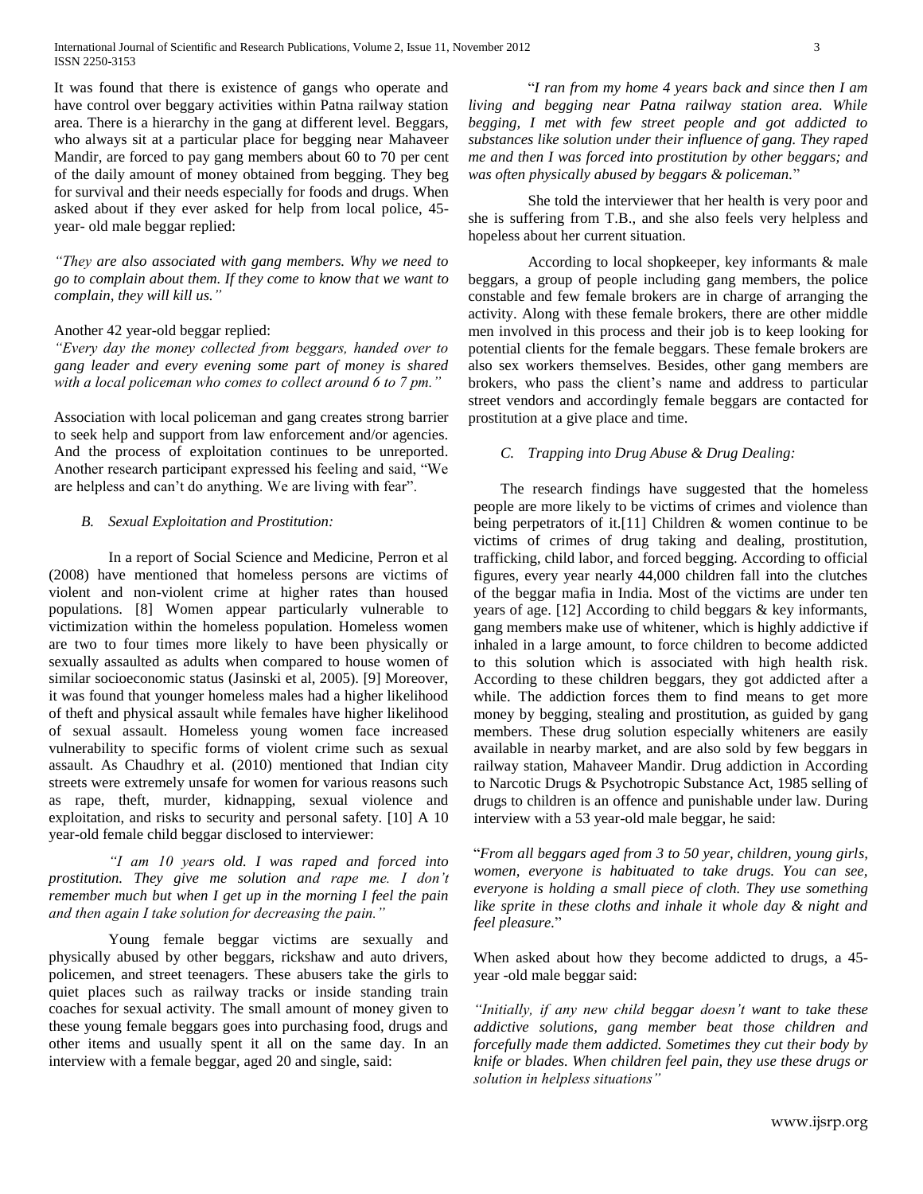It was found that there is existence of gangs who operate and have control over beggary activities within Patna railway station area. There is a hierarchy in the gang at different level. Beggars, who always sit at a particular place for begging near Mahaveer Mandir, are forced to pay gang members about 60 to 70 per cent of the daily amount of money obtained from begging. They beg for survival and their needs especially for foods and drugs. When asked about if they ever asked for help from local police, 45-year- old male beggar replied:

*"They are also associated with gang members. Why we need to go to complain about them. If they come to know that we want to complain, they will kill us."*

Another 42 year-old beggar replied:

*"Every day the money collected from beggars, handed over to gang leader and every evening some part of money is shared with a local policeman who comes to collect around 6 to 7 pm."*

Association with local policeman and gang creates strong barrier to seek help and support from law enforcement and/or agencies. And the process of exploitation continues to be unreported. Another research participant expressed his feeling and said, "We are helpless and can't do anything. We are living with fear".

### *B. Sexual Exploitation and Prostitution:*

In a report of Social Science and Medicine, Perron et al (2008) have mentioned that homeless persons are victims of violent and non-violent crime at higher rates than housed populations. [8] Women appear particularly vulnerable to victimization within the homeless population. Homeless women are two to four times more likely to have been physically or sexually assaulted as adults when compared to house women of similar socioeconomic status (Jasinski et al, 2005). [9] Moreover, it was found that younger homeless males had a higher likelihood of theft and physical assault while females have higher likelihood of sexual assault. Homeless young women face increased vulnerability to specific forms of violent crime such as sexual assault. As Chaudhry et al. (2010) mentioned that Indian city streets were extremely unsafe for women for various reasons such as rape, theft, murder, kidnapping, sexual violence and exploitation, and risks to security and personal safety. [10] A 10 year-old female child beggar disclosed to interviewer:

*"I am 10 years old. I was raped and forced into prostitution. They give me solution and rape me. I don't remember much but when I get up in the morning I feel the pain and then again I take solution for decreasing the pain."*

Young female beggar victims are sexually and physically abused by other beggars, rickshaw and auto drivers, policemen, and street teenagers. These abusers take the girls to quiet places such as railway tracks or inside standing train coaches for sexual activity. The small amount of money given to these young female beggars goes into purchasing food, drugs and other items and usually spent it all on the same day. In an interview with a female beggar, aged 20 and single, said:

"*I ran from my home 4 years back and since then I am living and begging near Patna railway station area. While begging, I met with few street people and got addicted to substances like solution under their influence of gang. They raped me and then I was forced into prostitution by other beggars; and was often physically abused by beggars & policeman.*"

She told the interviewer that her health is very poor and she is suffering from T.B., and she also feels very helpless and hopeless about her current situation.

According to local shopkeeper, key informants & male beggars, a group of people including gang members, the police constable and few female brokers are in charge of arranging the activity. Along with these female brokers, there are other middle men involved in this process and their job is to keep looking for potential clients for the female beggars. These female brokers are also sex workers themselves. Besides, other gang members are brokers, who pass the client's name and address to particular street vendors and accordingly female beggars are contacted for prostitution at a give place and time.

### *C. Trapping into Drug Abuse & Drug Dealing:*

The research findings have suggested that the homeless people are more likely to be victims of crimes and violence than being perpetrators of it.[11] Children & women continue to be victims of crimes of drug taking and dealing, prostitution, trafficking, child labor, and forced begging. According to official figures, every year nearly 44,000 children fall into the clutches of the beggar mafia in India. Most of the victims are under ten years of age. [12] According to child beggars & key informants, gang members make use of whitener, which is highly addictive if inhaled in a large amount, to force children to become addicted to this solution which is associated with high health risk. According to these children beggars, they got addicted after a while. The addiction forces them to find means to get more money by begging, stealing and prostitution, as guided by gang members. These drug solution especially whiteners are easily available in nearby market, and are also sold by few beggars in railway station, Mahaveer Mandir. Drug addiction in According to Narcotic Drugs & Psychotropic Substance Act, 1985 selling of drugs to children is an offence and punishable under law. During interview with a 53 year-old male beggar, he said:

"*From all beggars aged from 3 to 50 year, children, young girls, women, everyone is habituated to take drugs. You can see, everyone is holding a small piece of cloth. They use something like sprite in these cloths and inhale it whole day & night and feel pleasure.*"

When asked about how they become addicted to drugs, a 45-year -old male beggar said:

*"Initially, if any new child beggar doesn't want to take these addictive solutions, gang member beat those children and forcefully made them addicted. Sometimes they cut their body by knife or blades. When children feel pain, they use these drugs or solution in helpless situations"*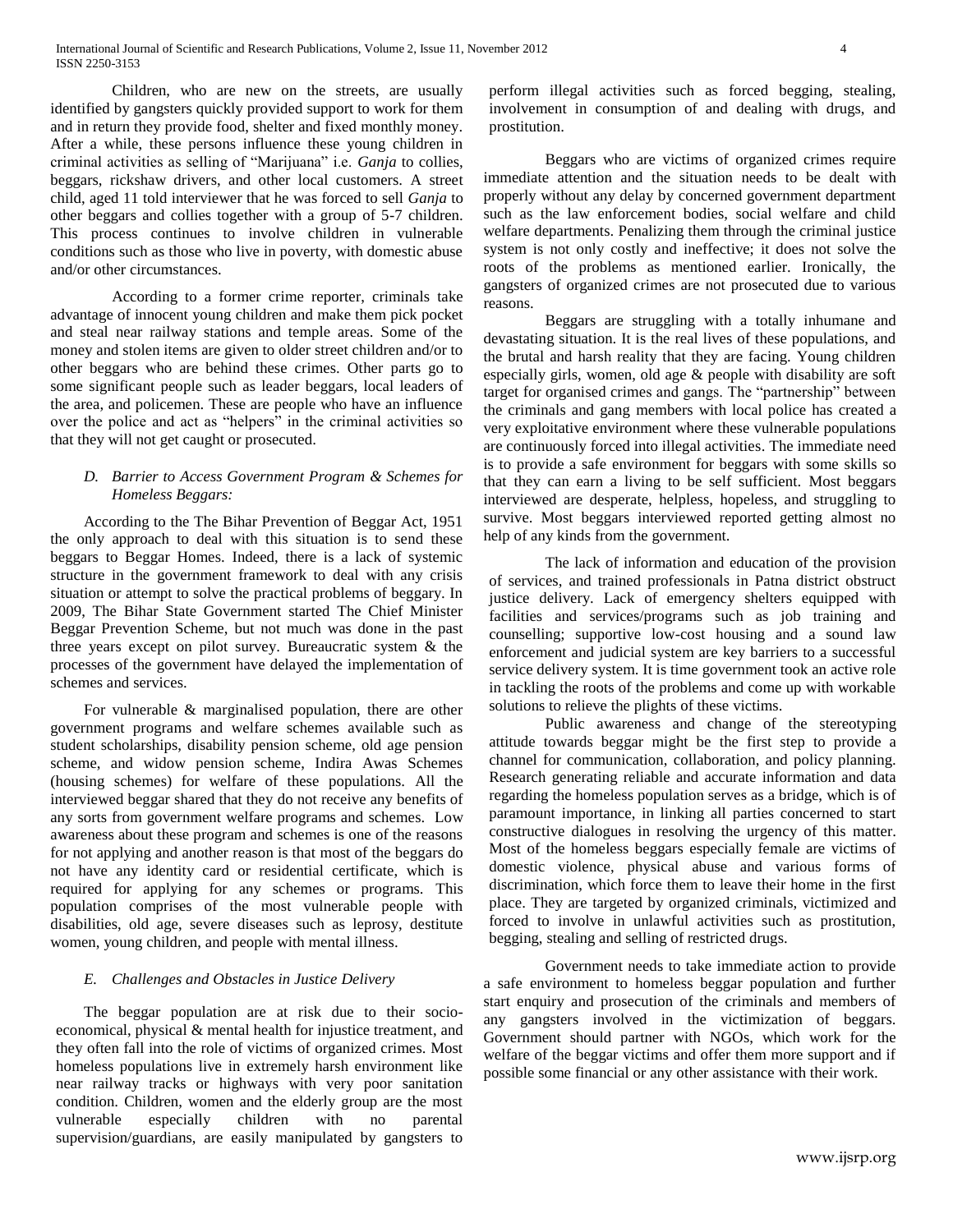Children, who are new on the streets, are usually identified by gangsters quickly provided support to work for them and in return they provide food, shelter and fixed monthly money. After a while, these persons influence these young children in criminal activities as selling of "Marijuana" i.e. *Ganja* to collies, beggars, rickshaw drivers, and other local customers. A street child, aged 11 told interviewer that he was forced to sell *Ganja* to other beggars and collies together with a group of 5-7 children. This process continues to involve children in vulnerable conditions such as those who live in poverty, with domestic abuse and/or other circumstances.

According to a former crime reporter, criminals take advantage of innocent young children and make them pick pocket and steal near railway stations and temple areas. Some of the money and stolen items are given to older street children and/or to other beggars who are behind these crimes. Other parts go to some significant people such as leader beggars, local leaders of the area, and policemen. These are people who have an influence over the police and act as "helpers" in the criminal activities so that they will not get caught or prosecuted.

### *D. Barrier to Access Government Program & Schemes for Homeless Beggars:*

According to the The Bihar Prevention of Beggar Act, 1951 the only approach to deal with this situation is to send these beggars to Beggar Homes. Indeed, there is a lack of systemic structure in the government framework to deal with any crisis situation or attempt to solve the practical problems of beggary. In 2009, The Bihar State Government started The Chief Minister Beggar Prevention Scheme, but not much was done in the past three years except on pilot survey. Bureaucratic system & the processes of the government have delayed the implementation of schemes and services.

For vulnerable & marginalised population, there are other government programs and welfare schemes available such as student scholarships, disability pension scheme, old age pension scheme, and widow pension scheme, Indira Awas Schemes (housing schemes) for welfare of these populations. All the interviewed beggar shared that they do not receive any benefits of any sorts from government welfare programs and schemes. Low awareness about these program and schemes is one of the reasons for not applying and another reason is that most of the beggars do not have any identity card or residential certificate, which is required for applying for any schemes or programs. This population comprises of the most vulnerable people with disabilities, old age, severe diseases such as leprosy, destitute women, young children, and people with mental illness.

### *E. Challenges and Obstacles in Justice Delivery*

The beggar population are at risk due to their socio-economical, physical & mental health for injustice treatment, and they often fall into the role of victims of organized crimes. Most homeless populations live in extremely harsh environment like near railway tracks or highways with very poor sanitation condition. Children, women and the elderly group are the most vulnerable especially children with no parental supervision/guardians, are easily manipulated by gangsters to perform illegal activities such as forced begging, stealing, involvement in consumption of and dealing with drugs, and prostitution.

Beggars who are victims of organized crimes require immediate attention and the situation needs to be dealt with properly without any delay by concerned government department such as the law enforcement bodies, social welfare and child welfare departments. Penalizing them through the criminal justice system is not only costly and ineffective; it does not solve the roots of the problems as mentioned earlier. Ironically, the gangsters of organized crimes are not prosecuted due to various reasons.

Beggars are struggling with a totally inhumane and devastating situation. It is the real lives of these populations, and the brutal and harsh reality that they are facing. Young children especially girls, women, old age & people with disability are soft target for organised crimes and gangs. The "partnership" between the criminals and gang members with local police has created a very exploitative environment where these vulnerable populations are continuously forced into illegal activities. The immediate need is to provide a safe environment for beggars with some skills so that they can earn a living to be self sufficient. Most beggars interviewed are desperate, helpless, hopeless, and struggling to survive. Most beggars interviewed reported getting almost no help of any kinds from the government.

The lack of information and education of the provision of services, and trained professionals in Patna district obstruct justice delivery. Lack of emergency shelters equipped with facilities and services/programs such as job training and counselling; supportive low-cost housing and a sound law enforcement and judicial system are key barriers to a successful service delivery system. It is time government took an active role in tackling the roots of the problems and come up with workable solutions to relieve the plights of these victims.

Public awareness and change of the stereotyping attitude towards beggar might be the first step to provide a channel for communication, collaboration, and policy planning. Research generating reliable and accurate information and data regarding the homeless population serves as a bridge, which is of paramount importance, in linking all parties concerned to start constructive dialogues in resolving the urgency of this matter. Most of the homeless beggars especially female are victims of domestic violence, physical abuse and various forms of discrimination, which force them to leave their home in the first place. They are targeted by organized criminals, victimized and forced to involve in unlawful activities such as prostitution, begging, stealing and selling of restricted drugs.

Government needs to take immediate action to provide a safe environment to homeless beggar population and further start enquiry and prosecution of the criminals and members of any gangsters involved in the victimization of beggars. Government should partner with NGOs, which work for the welfare of the beggar victims and offer them more support and if possible some financial or any other assistance with their work.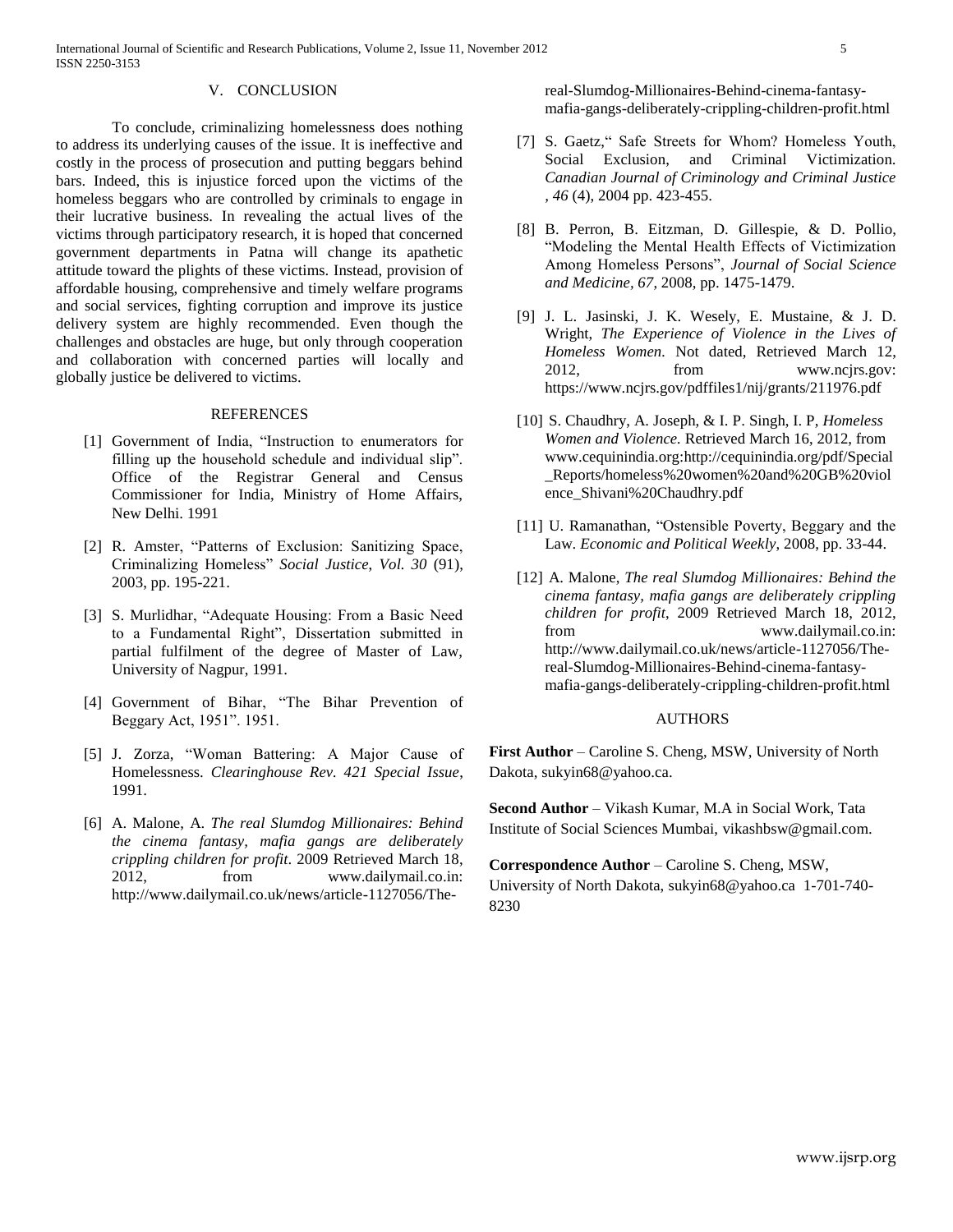## V. CONCLUSION

To conclude, criminalizing homelessness does nothing to address its underlying causes of the issue. It is ineffective and costly in the process of prosecution and putting beggars behind bars. Indeed, this is injustice forced upon the victims of the homeless beggars who are controlled by criminals to engage in their lucrative business. In revealing the actual lives of the victims through participatory research, it is hoped that concerned government departments in Patna will change its apathetic attitude toward the plights of these victims. Instead, provision of affordable housing, comprehensive and timely welfare programs and social services, fighting corruption and improve its justice delivery system are highly recommended. Even though the challenges and obstacles are huge, but only through cooperation and collaboration with concerned parties will locally and globally justice be delivered to victims.

## REFERENCES

[1] Government of India, "Instruction to enumerators for filling up the household schedule and individual slip". Office of the Registrar General and Census Commissioner for India, Ministry of Home Affairs, New Delhi. 1991

[2] R. Amster, "Patterns of Exclusion: Sanitizing Space, Criminalizing Homeless" *Social Justice*, *Vol. 30* (91), 2003, pp. 195-221.

[3] S. Murlidhar, "Adequate Housing: From a Basic Need to a Fundamental Right", Dissertation submitted in partial fulfilment of the degree of Master of Law, University of Nagpur, 1991.

[4] Government of Bihar, "The Bihar Prevention of Beggary Act, 1951". 1951.

[5] J. Zorza, "Woman Battering: A Major Cause of Homelessness. *Clearinghouse Rev. 421 Special Issue*, 1991.

[6] A. Malone, A. *The real Slumdog Millionaires: Behind the cinema fantasy, mafia gangs are deliberately crippling children for profit*. 2009 Retrieved March 18, 2012, from www.dailymail.co.in: http://www.dailymail.co.uk/news/article-1127056/The-real-Slumdog-Millionaires-Behind-cinema-fantasy-mafia-gangs-deliberately-crippling-children-profit.html

[7] S. Gaetz," Safe Streets for Whom? Homeless Youth, Social Exclusion, and Criminal Victimization. *Canadian Journal of Criminology and Criminal Justice , 46* (4), 2004 pp. 423-455.

[8] B. Perron, B. Eitzman, D. Gillespie, & D. Pollio, "Modeling the Mental Health Effects of Victimization Among Homeless Persons", *Journal of Social Science and Medicine, 67*, 2008, pp. 1475-1479.

[9] J. L. Jasinski, J. K. Wesely, E. Mustaine, & J. D. Wright, *The Experience of Violence in the Lives of Homeless Women*. Not dated, Retrieved March 12, 2012, from www.ncjrs.gov: https://www.ncjrs.gov/pdffiles1/nij/grants/211976.pdf

[10] S. Chaudhry, A. Joseph, & I. P. Singh, I. P, *Homeless Women and Violence.* Retrieved March 16, 2012, from www.cequinindia.org:http://cequinindia.org/pdf/Special_Reports/homeless%20women%20and%20GB%20violence_Shivani%20Chaudhry.pdf

[11] U. Ramanathan, "Ostensible Poverty, Beggary and the Law. *Economic and Political Weekly*, 2008, pp. 33-44.

[12] A. Malone, *The real Slumdog Millionaires: Behind the cinema fantasy, mafia gangs are deliberately crippling children for profit*, 2009 Retrieved March 18, 2012, from www.dailymail.co.in: http://www.dailymail.co.uk/news/article-1127056/The-real-Slumdog-Millionaires-Behind-cinema-fantasy-mafia-gangs-deliberately-crippling-children-profit.html

## AUTHORS

**First Author** – Caroline S. Cheng, MSW, University of North Dakota, sukyin68@yahoo.ca.

**Second Author** – Vikash Kumar, M.A in Social Work, Tata Institute of Social Sciences Mumbai, vikashbsw@gmail.com.

**Correspondence Author** – Caroline S. Cheng, MSW, University of North Dakota, sukyin68@yahoo.ca 1-701-740-8230